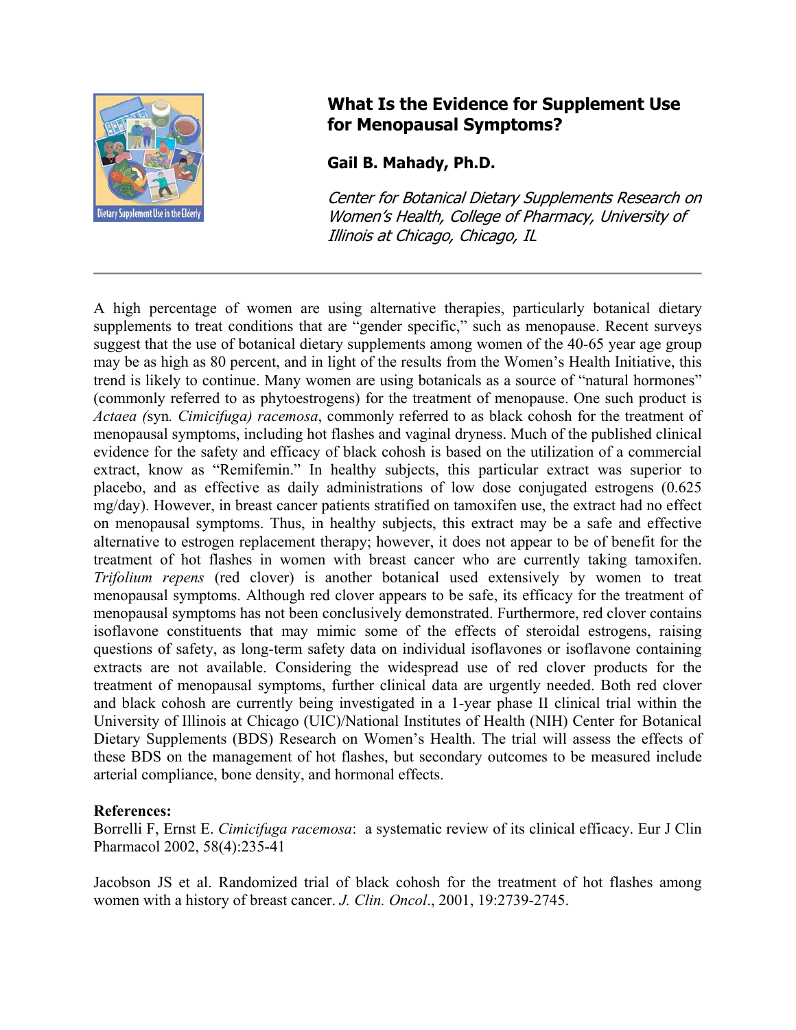# What Is the Evidence for Supplement Use for Menopausal Symptoms?

**Gail B. Mahady, Ph.D.**

*Center for Botanical Dietary Supplements Research on Women's Health, College of Pharmacy, University of Illinois at Chicago, Chicago, IL*

---

A high percentage of women are using alternative therapies, particularly botanical dietary supplements to treat conditions that are "gender specific," such as menopause. Recent surveys suggest that the use of botanical dietary supplements among women of the 40-65 year age group may be as high as 80 percent, and in light of the results from the Women's Health Initiative, this trend is likely to continue. Many women are using botanicals as a source of "natural hormones" (commonly referred to as phytoestrogens) for the treatment of menopause. One such product is *Actaea (*syn*. Cimicifuga) racemosa*, commonly referred to as black cohosh for the treatment of menopausal symptoms, including hot flashes and vaginal dryness. Much of the published clinical evidence for the safety and efficacy of black cohosh is based on the utilization of a commercial extract, know as "Remifemin." In healthy subjects, this particular extract was superior to placebo, and as effective as daily administrations of low dose conjugated estrogens (0.625 mg/day). However, in breast cancer patients stratified on tamoxifen use, the extract had no effect on menopausal symptoms. Thus, in healthy subjects, this extract may be a safe and effective alternative to estrogen replacement therapy; however, it does not appear to be of benefit for the treatment of hot flashes in women with breast cancer who are currently taking tamoxifen. *Trifolium repens* (red clover) is another botanical used extensively by women to treat menopausal symptoms. Although red clover appears to be safe, its efficacy for the treatment of menopausal symptoms has not been conclusively demonstrated. Furthermore, red clover contains isoflavone constituents that may mimic some of the effects of steroidal estrogens, raising questions of safety, as long-term safety data on individual isoflavones or isoflavone containing extracts are not available. Considering the widespread use of red clover products for the treatment of menopausal symptoms, further clinical data are urgently needed. Both red clover and black cohosh are currently being investigated in a 1-year phase II clinical trial within the University of Illinois at Chicago (UIC)/National Institutes of Health (NIH) Center for Botanical Dietary Supplements (BDS) Research on Women's Health. The trial will assess the effects of these BDS on the management of hot flashes, but secondary outcomes to be measured include arterial compliance, bone density, and hormonal effects.

**References:**

Borrelli F, Ernst E. *Cimicifuga racemosa*: a systematic review of its clinical efficacy. Eur J Clin Pharmacol 2002, 58(4):235-41

Jacobson JS et al. Randomized trial of black cohosh for the treatment of hot flashes among women with a history of breast cancer. *J. Clin. Oncol*., 2001, 19:2739-2745.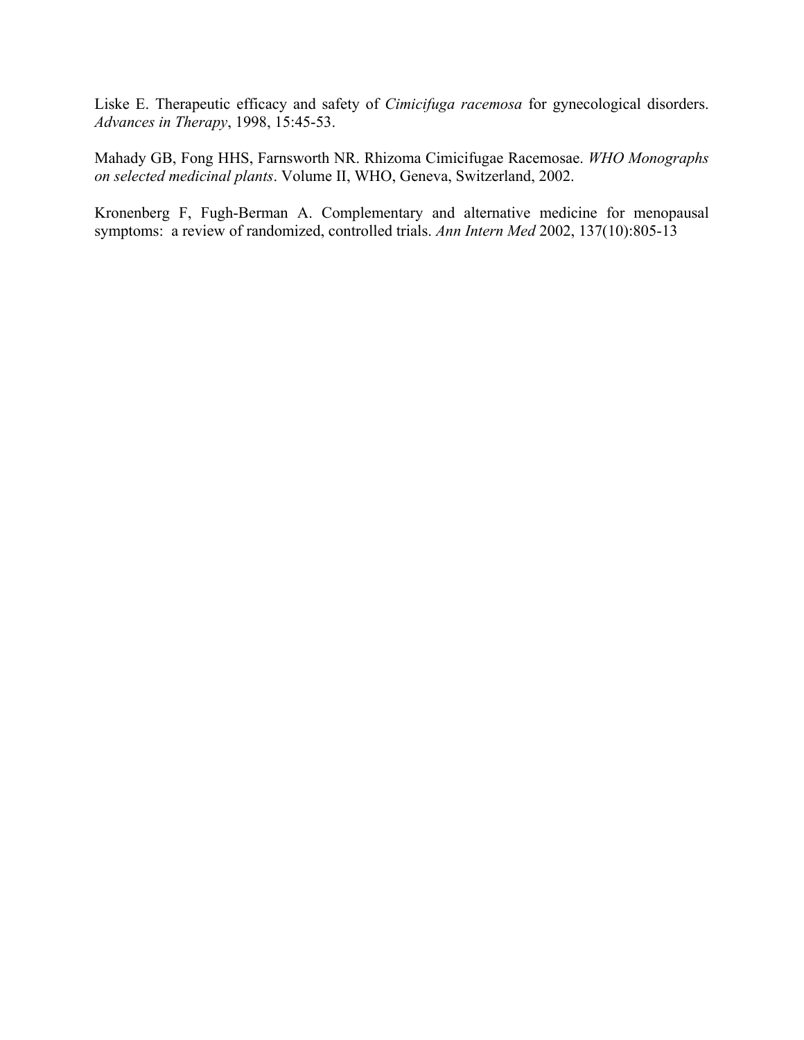Liske E. Therapeutic efficacy and safety of *Cimicifuga racemosa* for gynecological disorders. *Advances in Therapy*, 1998, 15:45-53.

Mahady GB, Fong HHS, Farnsworth NR. Rhizoma Cimicifugae Racemosae. *WHO Monographs on selected medicinal plants*. Volume II, WHO, Geneva, Switzerland, 2002.

Kronenberg F, Fugh-Berman A. Complementary and alternative medicine for menopausal symptoms: a review of randomized, controlled trials. *Ann Intern Med* 2002, 137(10):805-13